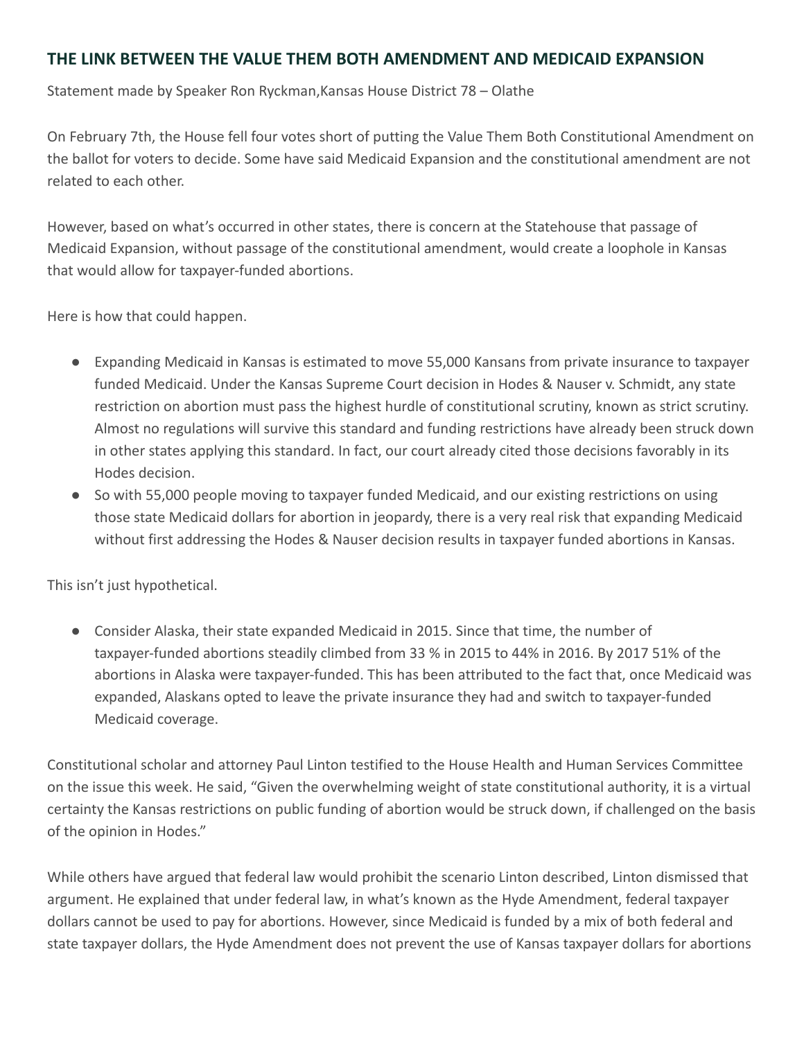## THE LINK BETWEEN THE VALUE THEM BOTH AMENDMENT AND MEDICAID EXPANSION

Statement made by Speaker Ron Ryckman,Kansas House District 78 – Olathe

On February 7th, the House fell four votes short of putting the Value Them Both Constitutional Amendment on the ballot for voters to decide. Some have said Medicaid Expansion and the constitutional amendment are not related to each other.

However, based on what's occurred in other states, there is concern at the Statehouse that passage of Medicaid Expansion, without passage of the constitutional amendment, would create a loophole in Kansas that would allow for taxpayer-funded abortions.

Here is how that could happen.

- Expanding Medicaid in Kansas is estimated to move 55,000 Kansans from private insurance to taxpayer funded Medicaid. Under the Kansas Supreme Court decision in Hodes & Nauser v. Schmidt, any state restriction on abortion must pass the highest hurdle of constitutional scrutiny, known as strict scrutiny. Almost no regulations will survive this standard and funding restrictions have already been struck down in other states applying this standard. In fact, our court already cited those decisions favorably in its Hodes decision.
- So with 55,000 people moving to taxpayer funded Medicaid, and our existing restrictions on using those state Medicaid dollars for abortion in jeopardy, there is a very real risk that expanding Medicaid without first addressing the Hodes & Nauser decision results in taxpayer funded abortions in Kansas.

This isn't just hypothetical.

- Consider Alaska, their state expanded Medicaid in 2015. Since that time, the number of taxpayer-funded abortions steadily climbed from 33 % in 2015 to 44% in 2016. By 2017 51% of the abortions in Alaska were taxpayer-funded. This has been attributed to the fact that, once Medicaid was expanded, Alaskans opted to leave the private insurance they had and switch to taxpayer-funded Medicaid coverage.

Constitutional scholar and attorney Paul Linton testified to the House Health and Human Services Committee on the issue this week. He said, "Given the overwhelming weight of state constitutional authority, it is a virtual certainty the Kansas restrictions on public funding of abortion would be struck down, if challenged on the basis of the opinion in Hodes."

While others have argued that federal law would prohibit the scenario Linton described, Linton dismissed that argument. He explained that under federal law, in what's known as the Hyde Amendment, federal taxpayer dollars cannot be used to pay for abortions. However, since Medicaid is funded by a mix of both federal and state taxpayer dollars, the Hyde Amendment does not prevent the use of Kansas taxpayer dollars for abortions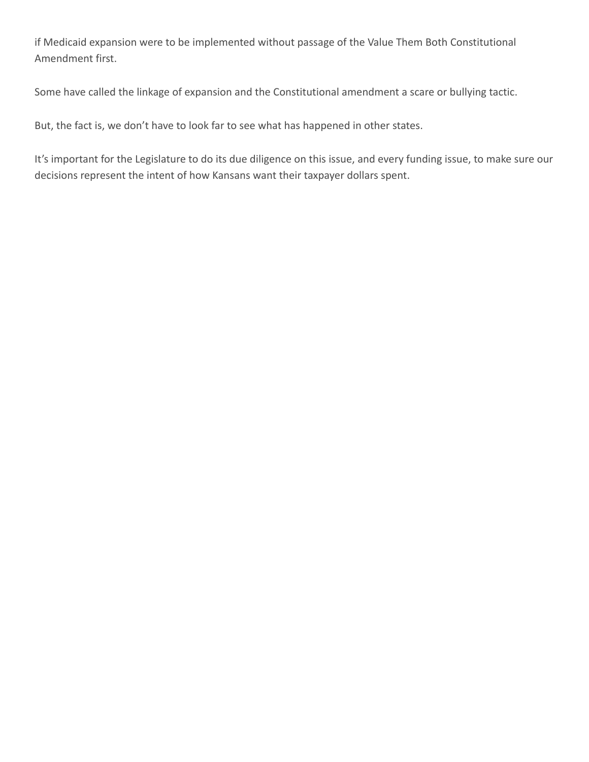if Medicaid expansion were to be implemented without passage of the Value Them Both Constitutional Amendment first.

Some have called the linkage of expansion and the Constitutional amendment a scare or bullying tactic.

But, the fact is, we don't have to look far to see what has happened in other states.

It's important for the Legislature to do its due diligence on this issue, and every funding issue, to make sure our decisions represent the intent of how Kansans want their taxpayer dollars spent.